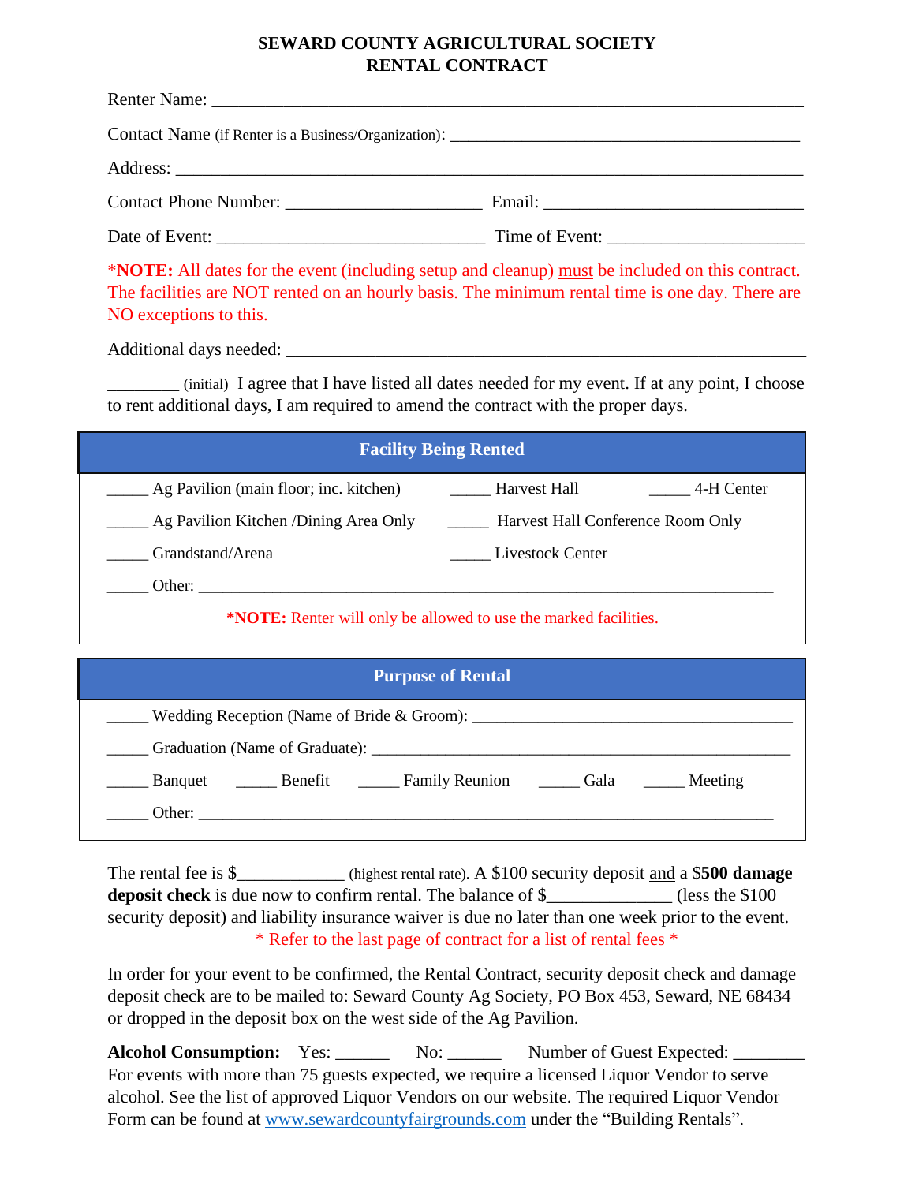# SEWARD COUNTY AGRICULTURAL SOCIETY
# RENTAL CONTRACT

Renter Name: ___________________________________________________________________

Contact Name (if Renter is a Business/Organization): ________________________________________

Address: _______________________________________________________________________

Contact Phone Number: _______________________ Email: ______________________________

Date of Event: _______________________________ Time of Event: ______________________

***NOTE:** All dates for the event (including setup and cleanup) must be included on this contract. The facilities are NOT rented on an hourly basis. The minimum rental time is one day. There are NO exceptions to this.

Additional days needed: ____________________________________________________________

________ (initial) I agree that I have listed all dates needed for my event. If at any point, I choose to rent additional days, I am required to amend the contract with the proper days.

## Facility Being Rented

_____ Ag Pavilion (main floor; inc. kitchen) _____ Harvest Hall _____ 4-H Center

_____ Ag Pavilion Kitchen /Dining Area Only _____ Harvest Hall Conference Room Only

_____ Grandstand/Arena _____ Livestock Center

_____ Other: ______________________________________________________________________

***NOTE:** Renter will only be allowed to use the marked facilities.

## Purpose of Rental

_____ Wedding Reception (Name of Bride & Groom): ______________________________________

_____ Graduation (Name of Graduate): ________________________________________________

_____ Banquet _____ Benefit _____ Family Reunion _____ Gala _____ Meeting

_____ Other: ______________________________________________________________________

The rental fee is $____________ (highest rental rate). A $100 security deposit and a $**500 damage deposit check** is due now to confirm rental. The balance of $______________ (less the $100 security deposit) and liability insurance waiver is due no later than one week prior to the event.

\* Refer to the last page of contract for a list of rental fees \*

In order for your event to be confirmed, the Rental Contract, security deposit check and damage deposit check are to be mailed to: Seward County Ag Society, PO Box 453, Seward, NE 68434 or dropped in the deposit box on the west side of the Ag Pavilion.

**Alcohol Consumption:** Yes: ______ No: ______ Number of Guest Expected: ________
For events with more than 75 guests expected, we require a licensed Liquor Vendor to serve alcohol. See the list of approved Liquor Vendors on our website. The required Liquor Vendor Form can be found at www.sewardcountyfairgrounds.com under the "Building Rentals".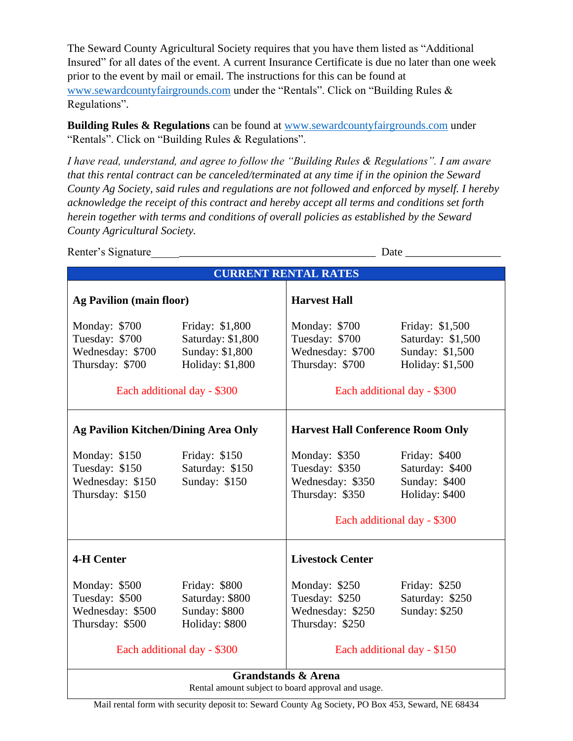The Seward County Agricultural Society requires that you have them listed as "Additional Insured" for all dates of the event. A current Insurance Certificate is due no later than one week prior to the event by mail or email. The instructions for this can be found at [www.sewardcountyfairgrounds.com](http://www.sewardcountyfairgrounds.com) under the "Rentals". Click on "Building Rules & Regulations".

**Building Rules & Regulations** can be found at [www.sewardcountyfairgrounds.com](http://www.sewardcountyfairgrounds.com) under "Rentals". Click on "Building Rules & Regulations".

*I have read, understand, and agree to follow the "Building Rules & Regulations". I am aware that this rental contract can be canceled/terminated at any time if in the opinion the Seward County Ag Society, said rules and regulations are not followed and enforced by myself. I hereby acknowledge the receipt of this contract and hereby accept all terms and conditions set forth herein together with terms and conditions of overall policies as established by the Seward County Agricultural Society.*

Renter's Signature________________________________________ Date _________________

## CURRENT RENTAL RATES

### Ag Pavilion (main floor)

| | |
|---|---|
| Monday: $700 | Friday: $1,800 |
| Tuesday: $700 | Saturday: $1,800 |
| Wednesday: $700 | Sunday: $1,800 |
| Thursday: $700 | Holiday: $1,800 |

Each additional day - $300

### Harvest Hall

| | |
|---|---|
| Monday: $700 | Friday: $1,500 |
| Tuesday: $700 | Saturday: $1,500 |
| Wednesday: $700 | Sunday: $1,500 |
| Thursday: $700 | Holiday: $1,500 |

Each additional day - $300

### Ag Pavilion Kitchen/Dining Area Only

| | |
|---|---|
| Monday: $150 | Friday: $150 |
| Tuesday: $150 | Saturday: $150 |
| Wednesday: $150 | Sunday: $150 |
| Thursday: $150 | |

### Harvest Hall Conference Room Only

| | |
|---|---|
| Monday: $350 | Friday: $400 |
| Tuesday: $350 | Saturday: $400 |
| Wednesday: $350 | Sunday: $400 |
| Thursday: $350 | Holiday: $400 |

Each additional day - $300

### 4-H Center

| | |
|---|---|
| Monday: $500 | Friday: $800 |
| Tuesday: $500 | Saturday: $800 |
| Wednesday: $500 | Sunday: $800 |
| Thursday: $500 | Holiday: $800 |

Each additional day - $300

### Livestock Center

| | |
|---|---|
| Monday: $250 | Friday: $250 |
| Tuesday: $250 | Saturday: $250 |
| Wednesday: $250 | Sunday: $250 |
| Thursday: $250 | |

Each additional day - $150

### Grandstands & Arena

Rental amount subject to board approval and usage.

Mail rental form with security deposit to: Seward County Ag Society, PO Box 453, Seward, NE 68434